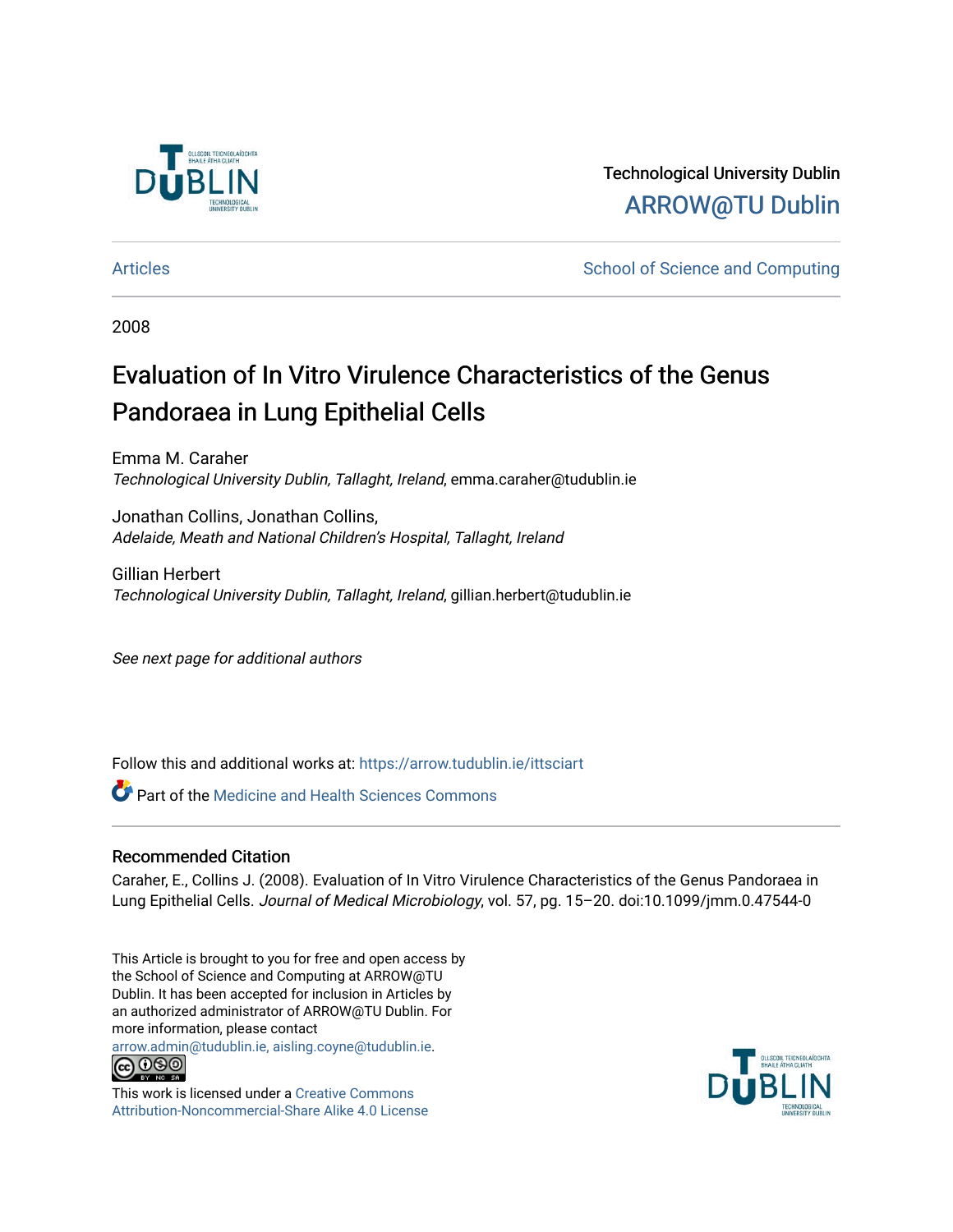Technological University Dublin

ARROW@TU Dublin

Articles | School of Science and Computing

2008

# Evaluation of In Vitro Virulence Characteristics of the Genus Pandoraea in Lung Epithelial Cells

Emma M. Caraher
*Technological University Dublin, Tallaght, Ireland*, emma.caraher@tudublin.ie

Jonathan Collins, Jonathan Collins,
*Adelaide, Meath and National Children's Hospital, Tallaght, Ireland*

Gillian Herbert
*Technological University Dublin, Tallaght, Ireland*, gillian.herbert@tudublin.ie

*See next page for additional authors*

Follow this and additional works at: https://arrow.tudublin.ie/ittsciart

Part of the Medicine and Health Sciences Commons

## Recommended Citation

Caraher, E., Collins J. (2008). Evaluation of In Vitro Virulence Characteristics of the Genus Pandoraea in Lung Epithelial Cells. *Journal of Medical Microbiology*, vol. 57, pg. 15–20. doi:10.1099/jmm.0.47544-0

This Article is brought to you for free and open access by the School of Science and Computing at ARROW@TU Dublin. It has been accepted for inclusion in Articles by an authorized administrator of ARROW@TU Dublin. For more information, please contact arrow.admin@tudublin.ie, aisling.coyne@tudublin.ie.

This work is licensed under a Creative Commons Attribution-Noncommercial-Share Alike 4.0 License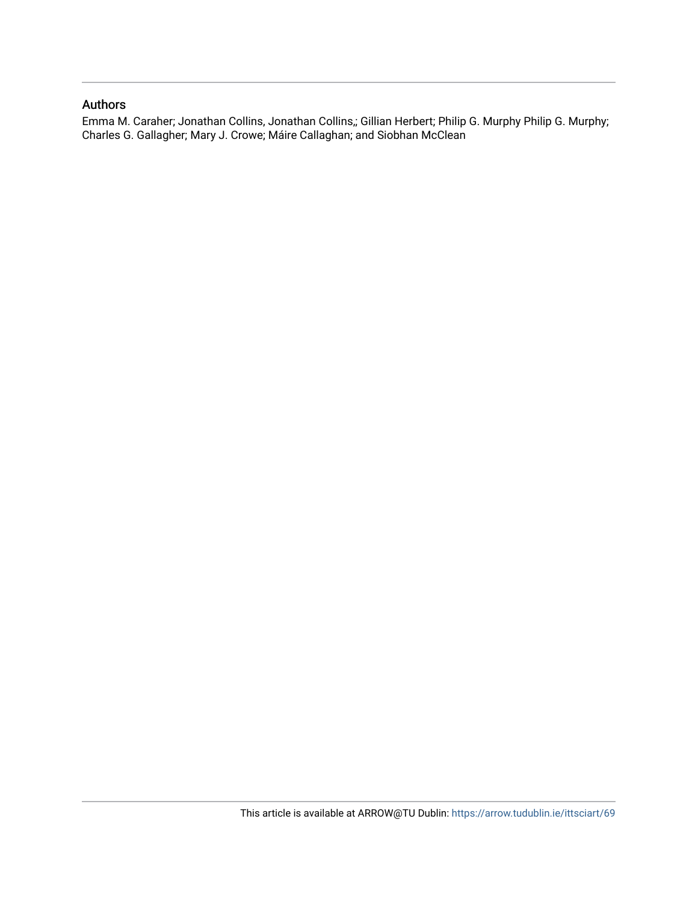## Authors

Emma M. Caraher; Jonathan Collins, Jonathan Collins,; Gillian Herbert; Philip G. Murphy Philip G. Murphy; Charles G. Gallagher; Mary J. Crowe; Máire Callaghan; and Siobhan McClean

This article is available at ARROW@TU Dublin: https://arrow.tudublin.ie/ittsciart/69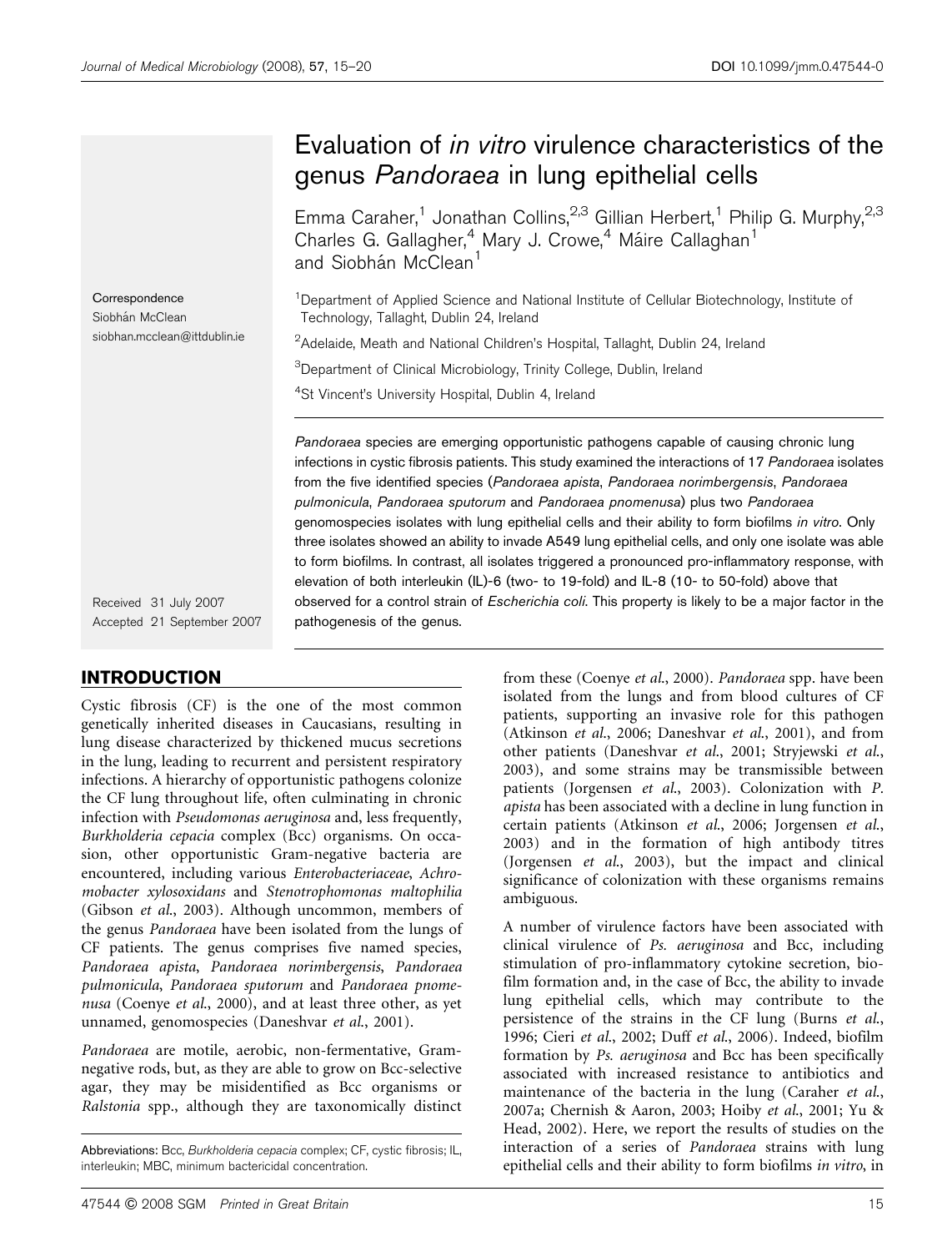# Evaluation of *in vitro* virulence characteristics of the genus *Pandoraea* in lung epithelial cells

Emma Caraher,[1] Jonathan Collins,[2,3] Gillian Herbert,[1] Philip G. Murphy,[2,3] Charles G. Gallagher,[4] Mary J. Crowe,[4] Máire Callaghan[1] and Siobhán McClean[1]

[1]Department of Applied Science and National Institute of Cellular Biotechnology, Institute of Technology, Tallaght, Dublin 24, Ireland

[2]Adelaide, Meath and National Children's Hospital, Tallaght, Dublin 24, Ireland

[3]Department of Clinical Microbiology, Trinity College, Dublin, Ireland

[4]St Vincent's University Hospital, Dublin 4, Ireland

Correspondence
Siobhán McClean
siobhan.mcclean@ittdublin.ie

Received 31 July 2007
Accepted 21 September 2007

*Pandoraea* species are emerging opportunistic pathogens capable of causing chronic lung infections in cystic fibrosis patients. This study examined the interactions of 17 *Pandoraea* isolates from the five identified species (*Pandoraea apista*, *Pandoraea norimbergensis*, *Pandoraea pulmonicula*, *Pandoraea sputorum* and *Pandoraea pnomenusa*) plus two *Pandoraea* genomospecies isolates with lung epithelial cells and their ability to form biofilms *in vitro*. Only three isolates showed an ability to invade A549 lung epithelial cells, and only one isolate was able to form biofilms. In contrast, all isolates triggered a pronounced pro-inflammatory response, with elevation of both interleukin (IL)-6 (two- to 19-fold) and IL-8 (10- to 50-fold) above that observed for a control strain of *Escherichia coli*. This property is likely to be a major factor in the pathogenesis of the genus.

## INTRODUCTION

Cystic fibrosis (CF) is the one of the most common genetically inherited diseases in Caucasians, resulting in lung disease characterized by thickened mucus secretions in the lung, leading to recurrent and persistent respiratory infections. A hierarchy of opportunistic pathogens colonize the CF lung throughout life, often culminating in chronic infection with *Pseudomonas aeruginosa* and, less frequently, *Burkholderia cepacia* complex (Bcc) organisms. On occasion, other opportunistic Gram-negative bacteria are encountered, including various *Enterobacteriaceae*, *Achromobacter xylosoxidans* and *Stenotrophomonas maltophilia* (Gibson *et al.*, 2003). Although uncommon, members of the genus *Pandoraea* have been isolated from the lungs of CF patients. The genus comprises five named species, *Pandoraea apista*, *Pandoraea norimbergensis*, *Pandoraea pulmonicula*, *Pandoraea sputorum* and *Pandoraea pnomenusa* (Coenye *et al.*, 2000), and at least three other, as yet unnamed, genomospecies (Daneshvar *et al.*, 2001).

*Pandoraea* are motile, aerobic, non-fermentative, Gram-negative rods, but, as they are able to grow on Bcc-selective agar, they may be misidentified as Bcc organisms or *Ralstonia* spp., although they are taxonomically distinct from these (Coenye *et al.*, 2000). *Pandoraea* spp. have been isolated from the lungs and from blood cultures of CF patients, supporting an invasive role for this pathogen (Atkinson *et al.*, 2006; Daneshvar *et al.*, 2001), and from other patients (Daneshvar *et al.*, 2001; Stryjewski *et al.*, 2003), and some strains may be transmissible between patients (Jorgensen *et al.*, 2003). Colonization with *P. apista* has been associated with a decline in lung function in certain patients (Atkinson *et al.*, 2006; Jorgensen *et al.*, 2003) and in the formation of high antibody titres (Jorgensen *et al.*, 2003), but the impact and clinical significance of colonization with these organisms remains ambiguous.

A number of virulence factors have been associated with clinical virulence of *Ps. aeruginosa* and Bcc, including stimulation of pro-inflammatory cytokine secretion, biofilm formation and, in the case of Bcc, the ability to invade lung epithelial cells, which may contribute to the persistence of the strains in the CF lung (Burns *et al.*, 1996; Cieri *et al.*, 2002; Duff *et al.*, 2006). Indeed, biofilm formation by *Ps. aeruginosa* and Bcc has been specifically associated with increased resistance to antibiotics and maintenance of the bacteria in the lung (Caraher *et al.*, 2007a; Chernish & Aaron, 2003; Hoiby *et al.*, 2001; Yu & Head, 2002). Here, we report the results of studies on the interaction of a series of *Pandoraea* strains with lung epithelial cells and their ability to form biofilms *in vitro*, in

Abbreviations: Bcc, *Burkholderia cepacia* complex; CF, cystic fibrosis; IL, interleukin; MBC, minimum bactericidal concentration.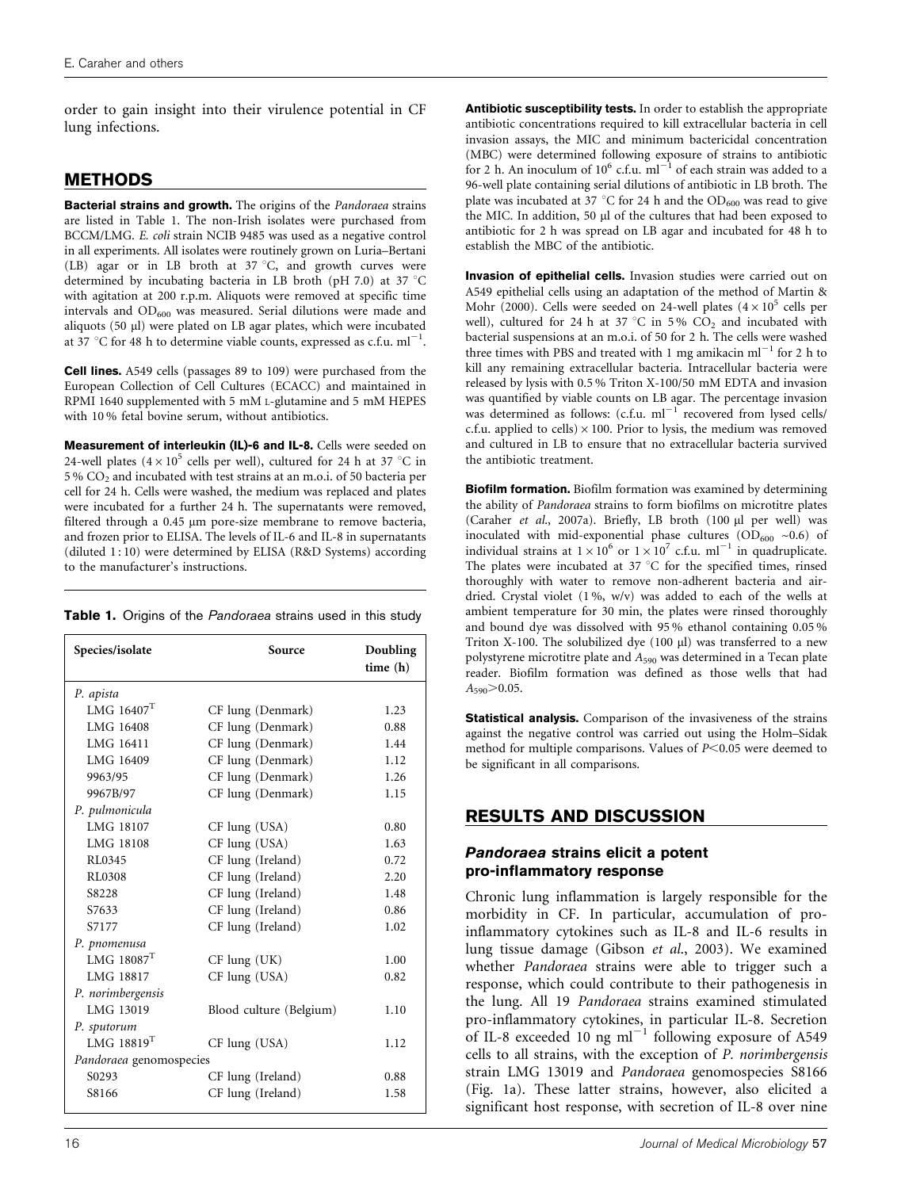order to gain insight into their virulence potential in CF lung infections.

## METHODS

**Bacterial strains and growth.** The origins of the *Pandoraea* strains are listed in Table 1. The non-Irish isolates were purchased from BCCM/LMG. *E. coli* strain NCIB 9485 was used as a negative control in all experiments. All isolates were routinely grown on Luria–Bertani (LB) agar or in LB broth at 37 °C, and growth curves were determined by incubating bacteria in LB broth (pH 7.0) at 37 °C with agitation at 200 r.p.m. Aliquots were removed at specific time intervals and $OD_{600}$ was measured. Serial dilutions were made and aliquots (50 μl) were plated on LB agar plates, which were incubated at 37 °C for 48 h to determine viable counts, expressed as c.f.u. $ml^{-1}$.

**Cell lines.** A549 cells (passages 89 to 109) were purchased from the European Collection of Cell Cultures (ECACC) and maintained in RPMI 1640 supplemented with 5 mM L-glutamine and 5 mM HEPES with 10 % fetal bovine serum, without antibiotics.

**Measurement of interleukin (IL)-6 and IL-8.** Cells were seeded on 24-well plates ($4\times10^5$ cells per well), cultured for 24 h at 37 °C in 5 % $CO_2$ and incubated with test strains at an m.o.i. of 50 bacteria per cell for 24 h. Cells were washed, the medium was replaced and plates were incubated for a further 24 h. The supernatants were removed, filtered through a 0.45 μm pore-size membrane to remove bacteria, and frozen prior to ELISA. The levels of IL-6 and IL-8 in supernatants (diluted 1 : 10) were determined by ELISA (R&D Systems) according to the manufacturer's instructions.

**Table 1.** Origins of the *Pandoraea* strains used in this study

| Species/isolate | Source | Doubling time (h) |
|---|---|---|
| *P. apista* | | |
| LMG 16407$^T$ | CF lung (Denmark) | 1.23 |
| LMG 16408 | CF lung (Denmark) | 0.88 |
| LMG 16411 | CF lung (Denmark) | 1.44 |
| LMG 16409 | CF lung (Denmark) | 1.12 |
| 9963/95 | CF lung (Denmark) | 1.26 |
| 9967B/97 | CF lung (Denmark) | 1.15 |
| *P. pulmonicula* | | |
| LMG 18107 | CF lung (USA) | 0.80 |
| LMG 18108 | CF lung (USA) | 1.63 |
| RL0345 | CF lung (Ireland) | 0.72 |
| RL0308 | CF lung (Ireland) | 2.20 |
| S8228 | CF lung (Ireland) | 1.48 |
| S7633 | CF lung (Ireland) | 0.86 |
| S7177 | CF lung (Ireland) | 1.02 |
| *P. pnomenusa* | | |
| LMG 18087$^T$ | CF lung (UK) | 1.00 |
| LMG 18817 | CF lung (USA) | 0.82 |
| *P. norimbergensis* | | |
| LMG 13019 | Blood culture (Belgium) | 1.10 |
| *P. sputorum* | | |
| LMG 18819$^T$ | CF lung (USA) | 1.12 |
| *Pandoraea* genomospecies | | |
| S0293 | CF lung (Ireland) | 0.88 |
| S8166 | CF lung (Ireland) | 1.58 |

**Antibiotic susceptibility tests.** In order to establish the appropriate antibiotic concentrations required to kill extracellular bacteria in cell invasion assays, the MIC and minimum bactericidal concentration (MBC) were determined following exposure of strains to antibiotic for 2 h. An inoculum of $10^6$ c.f.u. $ml^{-1}$ of each strain was added to a 96-well plate containing serial dilutions of antibiotic in LB broth. The plate was incubated at 37 °C for 24 h and the $OD_{600}$ was read to give the MIC. In addition, 50 μl of the cultures that had been exposed to antibiotic for 2 h was spread on LB agar and incubated for 48 h to establish the MBC of the antibiotic.

**Invasion of epithelial cells.** Invasion studies were carried out on A549 epithelial cells using an adaptation of the method of Martin & Mohr (2000). Cells were seeded on 24-well plates ($4\times10^5$ cells per well), cultured for 24 h at 37 °C in 5 % $CO_2$ and incubated with bacterial suspensions at an m.o.i. of 50 for 2 h. The cells were washed three times with PBS and treated with 1 mg amikacin $ml^{-1}$ for 2 h to kill any remaining extracellular bacteria. Intracellular bacteria were released by lysis with 0.5 % Triton X-100/50 mM EDTA and invasion was quantified by viable counts on LB agar. The percentage invasion was determined as follows: (c.f.u. $ml^{-1}$ recovered from lysed cells/c.f.u. applied to cells) × 100. Prior to lysis, the medium was removed and cultured in LB to ensure that no extracellular bacteria survived the antibiotic treatment.

**Biofilm formation.** Biofilm formation was examined by determining the ability of *Pandoraea* strains to form biofilms on microtitre plates (Caraher *et al.*, 2007a). Briefly, LB broth (100 μl per well) was inoculated with mid-exponential phase cultures ($OD_{600}$ ~0.6) of individual strains at $1\times10^6$ or $1\times10^7$ c.f.u. $ml^{-1}$ in quadruplicate. The plates were incubated at 37 °C for the specified times, rinsed thoroughly with water to remove non-adherent bacteria and air-dried. Crystal violet (1 %, w/v) was added to each of the wells at ambient temperature for 30 min, the plates were rinsed thoroughly and bound dye was dissolved with 95 % ethanol containing 0.05 % Triton X-100. The solubilized dye (100 μl) was transferred to a new polystyrene microtitre plate and $A_{590}$ was determined in a Tecan plate reader. Biofilm formation was defined as those wells that had $A_{590}>0.05$.

**Statistical analysis.** Comparison of the invasiveness of the strains against the negative control was carried out using the Holm–Sidak method for multiple comparisons. Values of $P<0.05$ were deemed to be significant in all comparisons.

## RESULTS AND DISCUSSION

### *Pandoraea* strains elicit a potent pro-inflammatory response

Chronic lung inflammation is largely responsible for the morbidity in CF. In particular, accumulation of pro-inflammatory cytokines such as IL-8 and IL-6 results in lung tissue damage (Gibson *et al.*, 2003). We examined whether *Pandoraea* strains were able to trigger such a response, which could contribute to their pathogenesis in the lung. All 19 *Pandoraea* strains examined stimulated pro-inflammatory cytokines, in particular IL-8. Secretion of IL-8 exceeded 10 ng $ml^{-1}$ following exposure of A549 cells to all strains, with the exception of *P. norimbergensis* strain LMG 13019 and *Pandoraea* genomospecies S8166 (Fig. 1a). These latter strains, however, also elicited a significant host response, with secretion of IL-8 over nine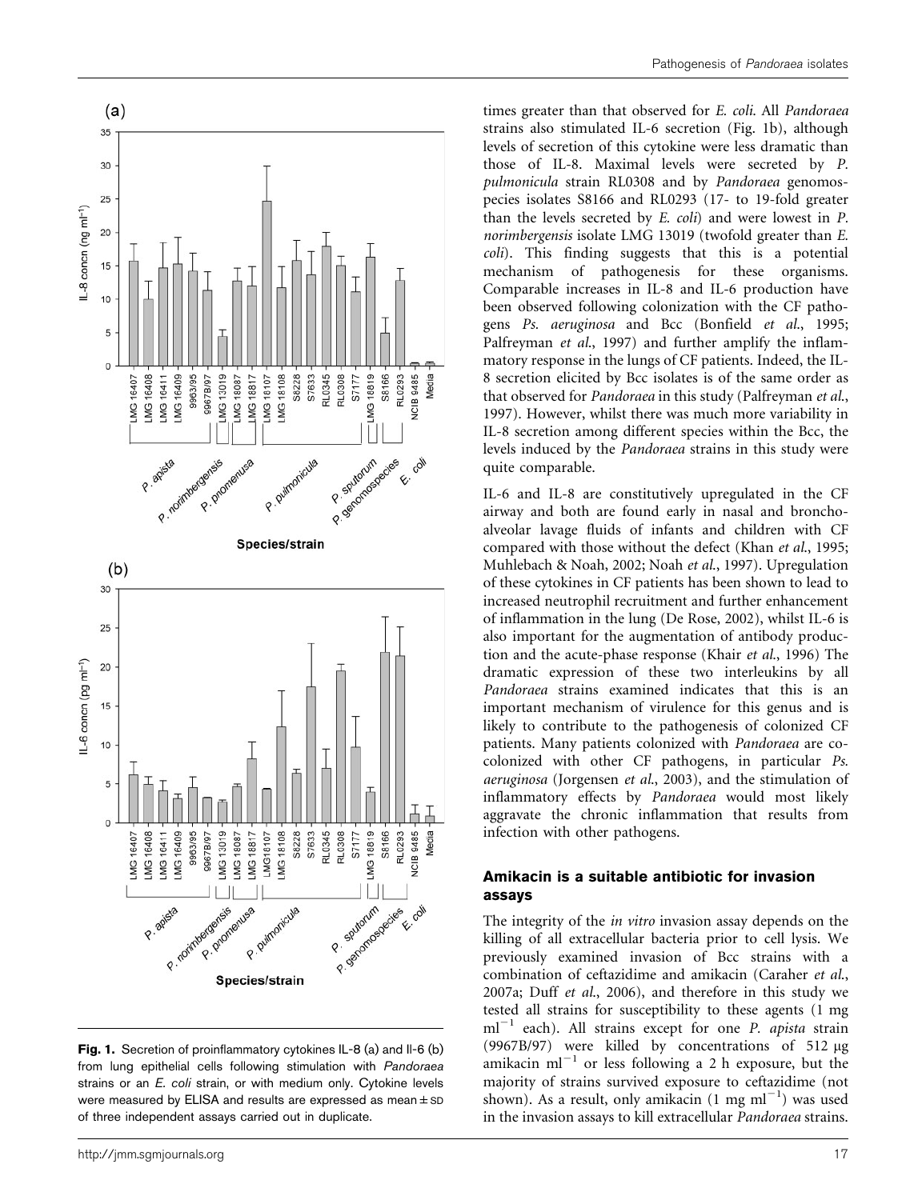Fig. 1. Secretion of proinflammatory cytokines IL-8 (a) and Il-6 (b) from lung epithelial cells following stimulation with *Pandoraea* strains or an *E. coli* strain, or with medium only. Cytokine levels were measured by ELISA and results are expressed as mean ± SD of three independent assays carried out in duplicate.

times greater than that observed for *E. coli*. All *Pandoraea* strains also stimulated IL-6 secretion (Fig. 1b), although levels of secretion of this cytokine were less dramatic than those of IL-8. Maximal levels were secreted by *P. pulmonicula* strain RL0308 and by *Pandoraea* genomospecies isolates S8166 and RL0293 (17- to 19-fold greater than the levels secreted by *E. coli*) and were lowest in *P. norimbergensis* isolate LMG 13019 (twofold greater than *E. coli*). This finding suggests that this is a potential mechanism of pathogenesis for these organisms. Comparable increases in IL-8 and IL-6 production have been observed following colonization with the CF pathogens *Ps. aeruginosa* and Bcc (Bonfield *et al.*, 1995; Palfreyman *et al.*, 1997) and further amplify the inflammatory response in the lungs of CF patients. Indeed, the IL-8 secretion elicited by Bcc isolates is of the same order as that observed for *Pandoraea* in this study (Palfreyman *et al.*, 1997). However, whilst there was much more variability in IL-8 secretion among different species within the Bcc, the levels induced by the *Pandoraea* strains in this study were quite comparable.

IL-6 and IL-8 are constitutively upregulated in the CF airway and both are found early in nasal and bronchoalveolar lavage fluids of infants and children with CF compared with those without the defect (Khan *et al.*, 1995; Muhlebach & Noah, 2002; Noah *et al.*, 1997). Upregulation of these cytokines in CF patients has been shown to lead to increased neutrophil recruitment and further enhancement of inflammation in the lung (De Rose, 2002), whilst IL-6 is also important for the augmentation of antibody production and the acute-phase response (Khair *et al.*, 1996) The dramatic expression of these two interleukins by all *Pandoraea* strains examined indicates that this is an important mechanism of virulence for this genus and is likely to contribute to the pathogenesis of colonized CF patients. Many patients colonized with *Pandoraea* are co-colonized with other CF pathogens, in particular *Ps. aeruginosa* (Jorgensen *et al.*, 2003), and the stimulation of inflammatory effects by *Pandoraea* would most likely aggravate the chronic inflammation that results from infection with other pathogens.

### Amikacin is a suitable antibiotic for invasion assays

The integrity of the *in vitro* invasion assay depends on the killing of all extracellular bacteria prior to cell lysis. We previously examined invasion of Bcc strains with a combination of ceftazidime and amikacin (Caraher *et al.*, 2007a; Duff *et al.*, 2006), and therefore in this study we tested all strains for susceptibility to these agents (1 mg $ml^{-1}$ each). All strains except for one *P. apista* strain (9967B/97) were killed by concentrations of 512 μg amikacin $ml^{-1}$ or less following a 2 h exposure, but the majority of strains survived exposure to ceftazidime (not shown). As a result, only amikacin (1 mg $ml^{-1}$) was used in the invasion assays to kill extracellular *Pandoraea* strains.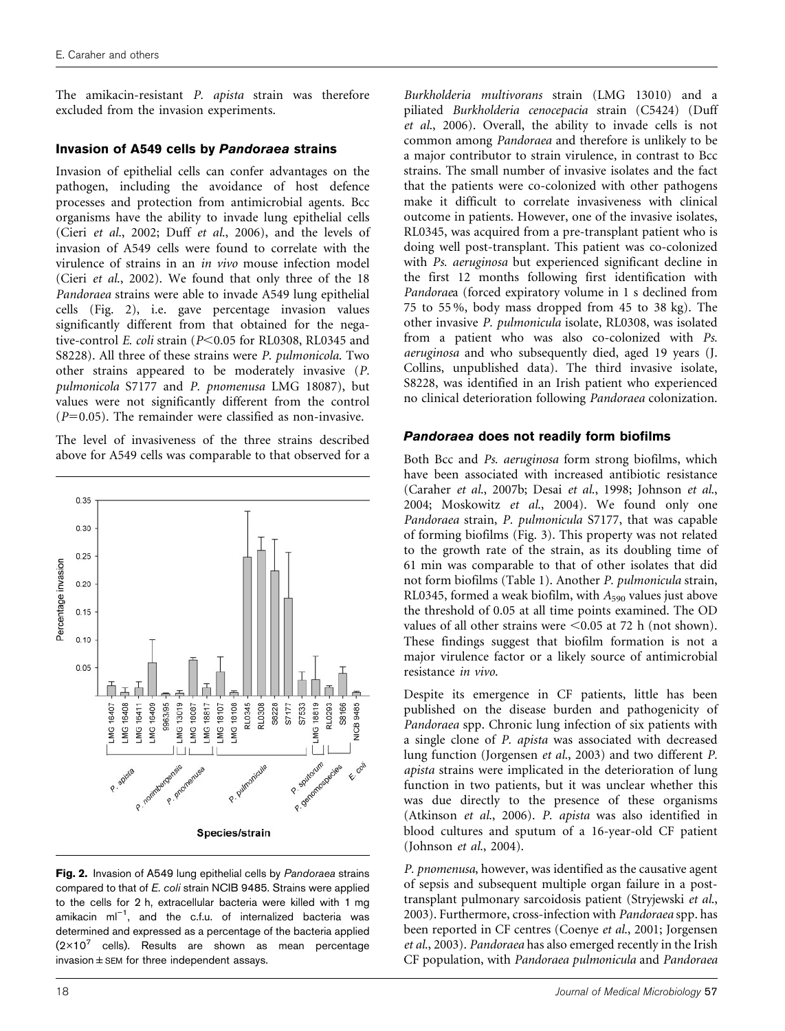The amikacin-resistant *P. apista* strain was therefore excluded from the invasion experiments.

### Invasion of A549 cells by *Pandoraea* strains

Invasion of epithelial cells can confer advantages on the pathogen, including the avoidance of host defence processes and protection from antimicrobial agents. Bcc organisms have the ability to invade lung epithelial cells (Cieri *et al.*, 2002; Duff *et al.*, 2006), and the levels of invasion of A549 cells were found to correlate with the virulence of strains in an *in vivo* mouse infection model (Cieri *et al.*, 2002). We found that only three of the 18 *Pandoraea* strains were able to invade A549 lung epithelial cells (Fig. 2), i.e. gave percentage invasion values significantly different from that obtained for the negative-control *E. coli* strain ($P<0.05$ for RL0308, RL0345 and S8228). All three of these strains were *P. pulmonicola*. Two other strains appeared to be moderately invasive (*P. pulmonicola* S7177 and *P. pnomenusa* LMG 18087), but values were not significantly different from the control ($P=0.05$). The remainder were classified as non-invasive.

The level of invasiveness of the three strains described above for A549 cells was comparable to that observed for a *Burkholderia multivorans* strain (LMG 13010) and a piliated *Burkholderia cenocepacia* strain (C5424) (Duff *et al.*, 2006). Overall, the ability to invade cells is not common among *Pandoraea* and therefore is unlikely to be a major contributor to strain virulence, in contrast to Bcc strains. The small number of invasive isolates and the fact that the patients were co-colonized with other pathogens make it difficult to correlate invasiveness with clinical outcome in patients. However, one of the invasive isolates, RL0345, was acquired from a pre-transplant patient who is doing well post-transplant. This patient was co-colonized with *Ps. aeruginosa* but experienced significant decline in the first 12 months following first identification with *Pandoraea* (forced expiratory volume in 1 s declined from 75 to 55 %, body mass dropped from 45 to 38 kg). The other invasive *P. pulmonicula* isolate, RL0308, was isolated from a patient who was also co-colonized with *Ps. aeruginosa* and who subsequently died, aged 19 years (J. Collins, unpublished data). The third invasive isolate, S8228, was identified in an Irish patient who experienced no clinical deterioration following *Pandoraea* colonization.

**Fig. 2.** Invasion of A549 lung epithelial cells by *Pandoraea* strains compared to that of *E. coli* strain NCIB 9485. Strains were applied to the cells for 2 h, extracellular bacteria were killed with 1 mg amikacin ml$^{-1}$, and the c.f.u. of internalized bacteria was determined and expressed as a percentage of the bacteria applied ($2\times10^7$ cells). Results are shown as mean percentage invasion ± SEM for three independent assays.

### *Pandoraea* does not readily form biofilms

Both Bcc and *Ps. aeruginosa* form strong biofilms, which have been associated with increased antibiotic resistance (Caraher *et al.*, 2007b; Desai *et al.*, 1998; Johnson *et al.*, 2004; Moskowitz *et al.*, 2004). We found only one *Pandoraea* strain, *P. pulmonicula* S7177, that was capable of forming biofilms (Fig. 3). This property was not related to the growth rate of the strain, as its doubling time of 61 min was comparable to that of other isolates that did not form biofilms (Table 1). Another *P. pulmonicula* strain, RL0345, formed a weak biofilm, with $A_{590}$ values just above the threshold of 0.05 at all time points examined. The OD values of all other strains were <0.05 at 72 h (not shown). These findings suggest that biofilm formation is not a major virulence factor or a likely source of antimicrobial resistance *in vivo*.

Despite its emergence in CF patients, little has been published on the disease burden and pathogenicity of *Pandoraea* spp. Chronic lung infection of six patients with a single clone of *P. apista* was associated with decreased lung function (Jorgensen *et al.*, 2003) and two different *P. apista* strains were implicated in the deterioration of lung function in two patients, but it was unclear whether this was due directly to the presence of these organisms (Atkinson *et al.*, 2006). *P. apista* was also identified in blood cultures and sputum of a 16-year-old CF patient (Johnson *et al.*, 2004).

*P. pnomenusa*, however, was identified as the causative agent of sepsis and subsequent multiple organ failure in a post-transplant pulmonary sarcoidosis patient (Stryjewski *et al.*, 2003). Furthermore, cross-infection with *Pandoraea* spp. has been reported in CF centres (Coenye *et al.*, 2001; Jorgensen *et al.*, 2003). *Pandoraea* has also emerged recently in the Irish CF population, with *Pandoraea pulmonicula* and *Pandoraea*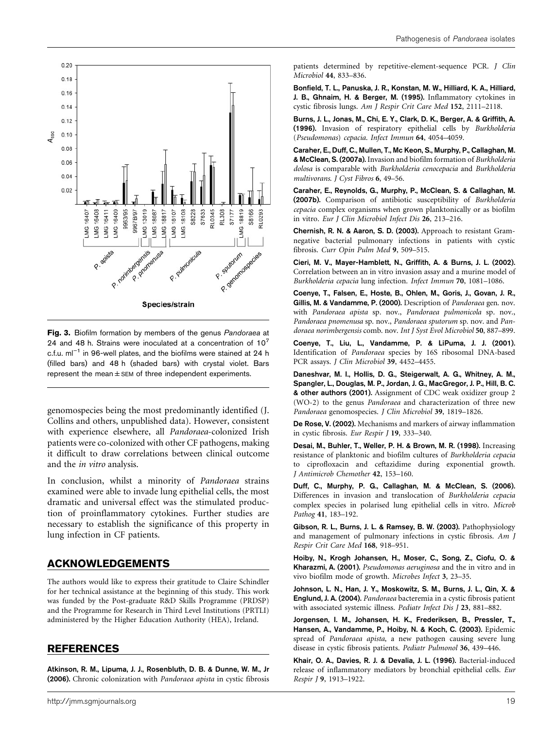**Fig. 3.** Biofilm formation by members of the genus *Pandoraea* at 24 and 48 h. Strains were inoculated at a concentration of $10^7$ c.f.u. $ml^{-1}$ in 96-well plates, and the biofilms were stained at 24 h (filled bars) and 48 h (shaded bars) with crystal violet. Bars represent the mean ± SEM of three independent experiments.

genomospecies being the most predominantly identified (J. Collins and others, unpublished data). However, consistent with experience elsewhere, all *Pandoraea*-colonized Irish patients were co-colonized with other CF pathogens, making it difficult to draw correlations between clinical outcome and the *in vitro* analysis.

In conclusion, whilst a minority of *Pandoraea* strains examined were able to invade lung epithelial cells, the most dramatic and universal effect was the stimulated production of proinflammatory cytokines. Further studies are necessary to establish the significance of this property in lung infection in CF patients.

## ACKNOWLEDGEMENTS

The authors would like to express their gratitude to Claire Schindler for her technical assistance at the beginning of this study. This work was funded by the Post-graduate R&D Skills Programme (PRDSP) and the Programme for Research in Third Level Institutions (PRTLI) administered by the Higher Education Authority (HEA), Ireland.

## REFERENCES

**Atkinson, R. M., Lipuma, J. J., Rosenbluth, D. B. & Dunne, W. M., Jr (2006).** Chronic colonization with *Pandoraea apista* in cystic fibrosis patients determined by repetitive-element-sequence PCR. *J Clin Microbiol* **44**, 833–836.

**Bonfield, T. L., Panuska, J. R., Konstan, M. W., Hilliard, K. A., Hilliard, J. B., Ghnaim, H. & Berger, M. (1995).** Inflammatory cytokines in cystic fibrosis lungs. *Am J Respir Crit Care Med* **152**, 2111–2118.

**Burns, J. L., Jonas, M., Chi, E. Y., Clark, D. K., Berger, A. & Griffith, A. (1996).** Invasion of respiratory epithelial cells by *Burkholderia* (*Pseudomonas*) *cepacia*. *Infect Immun* **64**, 4054–4059.

**Caraher, E., Duff, C., Mullen, T., Mc Keon, S., Murphy, P., Callaghan, M. & McClean, S. (2007a).** Invasion and biofilm formation of *Burkholderia dolosa* is comparable with *Burkholderia cenocepacia* and *Burkholderia multivorans*. *J Cyst Fibros* **6**, 49–56.

**Caraher, E., Reynolds, G., Murphy, P., McClean, S. & Callaghan, M. (2007b).** Comparison of antibiotic susceptibility of *Burkholderia cepacia* complex organisms when grown planktonically or as biofilm in vitro. *Eur J Clin Microbiol Infect Dis* **26**, 213–216.

**Chernish, R. N. & Aaron, S. D. (2003).** Approach to resistant Gram-negative bacterial pulmonary infections in patients with cystic fibrosis. *Curr Opin Pulm Med* **9**, 509–515.

**Cieri, M. V., Mayer-Hamblett, N., Griffith, A. & Burns, J. L. (2002).** Correlation between an in vitro invasion assay and a murine model of *Burkholderia cepacia* lung infection. *Infect Immun* **70**, 1081–1086.

**Coenye, T., Falsen, E., Hoste, B., Ohlen, M., Goris, J., Govan, J. R., Gillis, M. & Vandamme, P. (2000).** Description of *Pandoraea* gen. nov. with *Pandoraea apista* sp. nov., *Pandoraea pulmonicola* sp. nov., *Pandoraea pnomenusa* sp. nov., *Pandoraea sputorum* sp. nov. and *Pandoraea norimbergensis* comb. nov. *Int J Syst Evol Microbiol* **50**, 887–899.

**Coenye, T., Liu, L., Vandamme, P. & LiPuma, J. J. (2001).** Identification of *Pandoraea* species by 16S ribosomal DNA-based PCR assays. *J Clin Microbiol* **39**, 4452–4455.

**Daneshvar, M. I., Hollis, D. G., Steigerwalt, A. G., Whitney, A. M., Spangler, L., Douglas, M. P., Jordan, J. G., MacGregor, J. P., Hill, B. C. & other authors (2001).** Assignment of CDC weak oxidizer group 2 (WO-2) to the genus *Pandoraea* and characterization of three new *Pandoraea* genomospecies. *J Clin Microbiol* **39**, 1819–1826.

**De Rose, V. (2002).** Mechanisms and markers of airway inflammation in cystic fibrosis. *Eur Respir J* **19**, 333–340.

**Desai, M., Buhler, T., Weller, P. H. & Brown, M. R. (1998).** Increasing resistance of planktonic and biofilm cultures of *Burkholderia cepacia* to ciprofloxacin and ceftazidime during exponential growth. *J Antimicrob Chemother* **42**, 153–160.

**Duff, C., Murphy, P. G., Callaghan, M. & McClean, S. (2006).** Differences in invasion and translocation of *Burkholderia cepacia* complex species in polarised lung epithelial cells in vitro. *Microb Pathog* **41**, 183–192.

**Gibson, R. L., Burns, J. L. & Ramsey, B. W. (2003).** Pathophysiology and management of pulmonary infections in cystic fibrosis. *Am J Respir Crit Care Med* **168**, 918–951.

**Hoiby, N., Krogh Johansen, H., Moser, C., Song, Z., Ciofu, O. & Kharazmi, A. (2001).** *Pseudomonas aeruginosa* and the in vitro and in vivo biofilm mode of growth. *Microbes Infect* **3**, 23–35.

**Johnson, L. N., Han, J. Y., Moskowitz, S. M., Burns, J. L., Qin, X. & Englund, J. A. (2004).** *Pandoraea* bacteremia in a cystic fibrosis patient with associated systemic illness. *Pediatr Infect Dis J* **23**, 881–882.

**Jorgensen, I. M., Johansen, H. K., Frederiksen, B., Pressler, T., Hansen, A., Vandamme, P., Hoiby, N. & Koch, C. (2003).** Epidemic spread of *Pandoraea apista*, a new pathogen causing severe lung disease in cystic fibrosis patients. *Pediatr Pulmonol* **36**, 439–446.

**Khair, O. A., Davies, R. J. & Devalia, J. L. (1996).** Bacterial-induced release of inflammatory mediators by bronchial epithelial cells. *Eur Respir J* **9**, 1913–1922.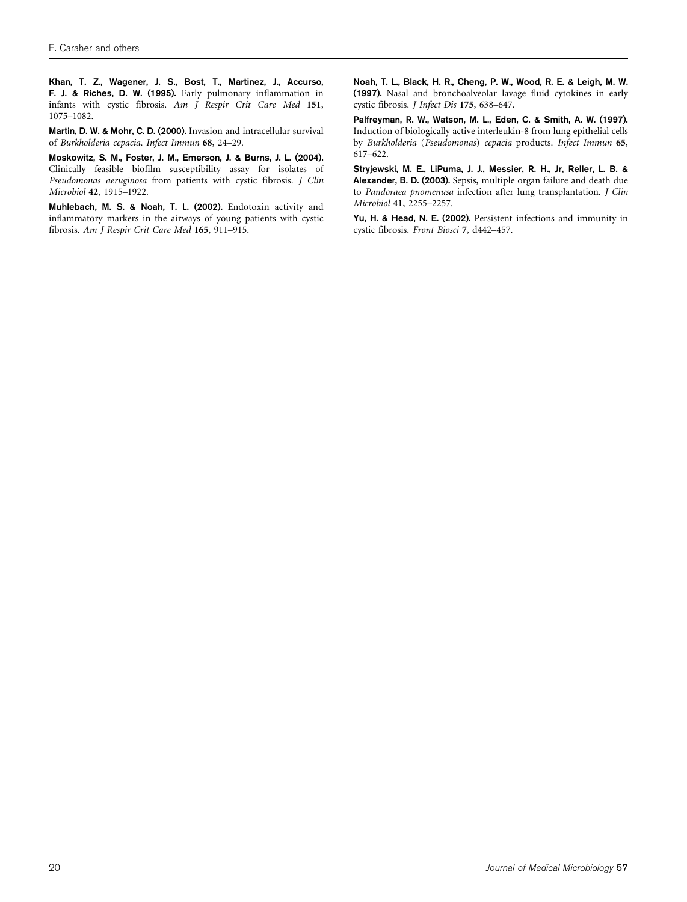**Khan, T. Z., Wagener, J. S., Bost, T., Martinez, J., Accurso, F. J. & Riches, D. W. (1995).** Early pulmonary inflammation in infants with cystic fibrosis. *Am J Respir Crit Care Med* **151**, 1075–1082.

**Martin, D. W. & Mohr, C. D. (2000).** Invasion and intracellular survival of *Burkholderia cepacia*. *Infect Immun* **68**, 24–29.

**Moskowitz, S. M., Foster, J. M., Emerson, J. & Burns, J. L. (2004).** Clinically feasible biofilm susceptibility assay for isolates of *Pseudomonas aeruginosa* from patients with cystic fibrosis. *J Clin Microbiol* **42**, 1915–1922.

**Muhlebach, M. S. & Noah, T. L. (2002).** Endotoxin activity and inflammatory markers in the airways of young patients with cystic fibrosis. *Am J Respir Crit Care Med* **165**, 911–915.

**Noah, T. L., Black, H. R., Cheng, P. W., Wood, R. E. & Leigh, M. W. (1997).** Nasal and bronchoalveolar lavage fluid cytokines in early cystic fibrosis. *J Infect Dis* **175**, 638–647.

**Palfreyman, R. W., Watson, M. L., Eden, C. & Smith, A. W. (1997).** Induction of biologically active interleukin-8 from lung epithelial cells by *Burkholderia* (*Pseudomonas*) *cepacia* products. *Infect Immun* **65**, 617–622.

**Stryjewski, M. E., LiPuma, J. J., Messier, R. H., Jr, Reller, L. B. & Alexander, B. D. (2003).** Sepsis, multiple organ failure and death due to *Pandoraea pnomenusa* infection after lung transplantation. *J Clin Microbiol* **41**, 2255–2257.

**Yu, H. & Head, N. E. (2002).** Persistent infections and immunity in cystic fibrosis. *Front Biosci* **7**, d442–457.